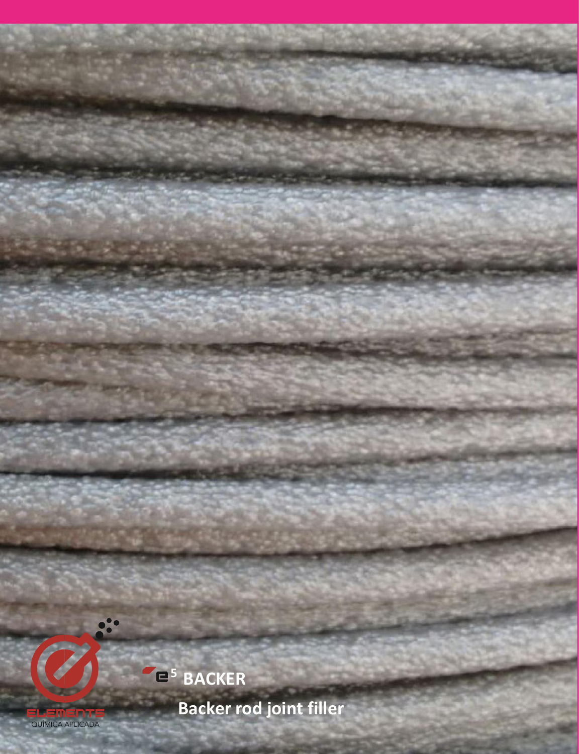ELEMENTS
QUÍMICA APLICADA

# e$^5$ BACKER

**Backer rod joint filler**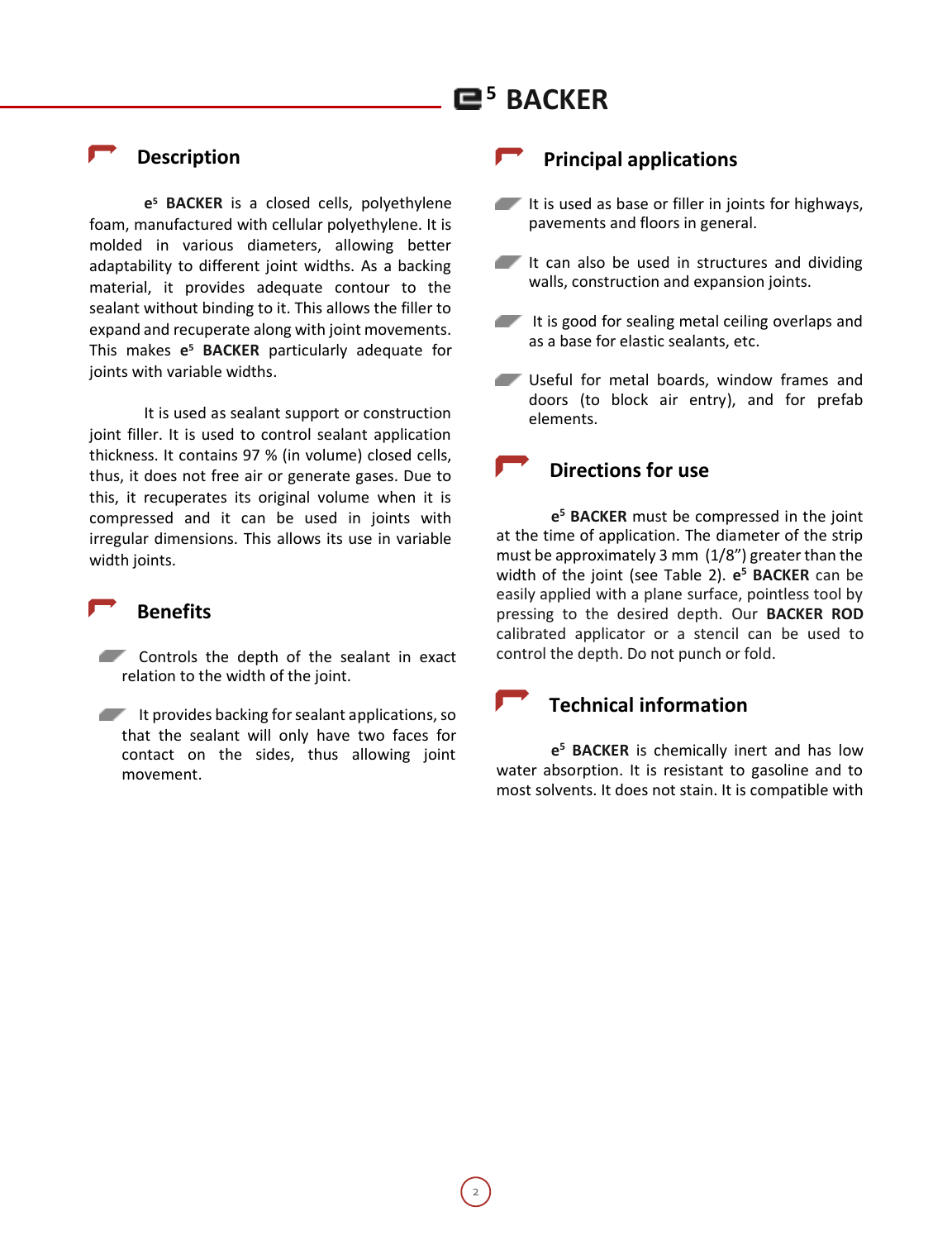# e5 BACKER

## Description

**e5 BACKER** is a closed cells, polyethylene foam, manufactured with cellular polyethylene. It is molded in various diameters, allowing better adaptability to different joint widths. As a backing material, it provides adequate contour to the sealant without binding to it. This allows the filler to expand and recuperate along with joint movements. This makes **e5 BACKER** particularly adequate for joints with variable widths.

It is used as sealant support or construction joint filler. It is used to control sealant application thickness. It contains 97 % (in volume) closed cells, thus, it does not free air or generate gases. Due to this, it recuperates its original volume when it is compressed and it can be used in joints with irregular dimensions. This allows its use in variable width joints.

## Benefits

- Controls the depth of the sealant in exact relation to the width of the joint.
- It provides backing for sealant applications, so that the sealant will only have two faces for contact on the sides, thus allowing joint movement.

## Principal applications

- It is used as base or filler in joints for highways, pavements and floors in general.
- It can also be used in structures and dividing walls, construction and expansion joints.
- It is good for sealing metal ceiling overlaps and as a base for elastic sealants, etc.
- Useful for metal boards, window frames and doors (to block air entry), and for prefab elements.

## Directions for use

**e5 BACKER** must be compressed in the joint at the time of application. The diameter of the strip must be approximately 3 mm (1/8”) greater than the width of the joint (see Table 2). **e5 BACKER** can be easily applied with a plane surface, pointless tool by pressing to the desired depth. Our **BACKER ROD** calibrated applicator or a stencil can be used to control the depth. Do not punch or fold.

## Technical information

**e5 BACKER** is chemically inert and has low water absorption. It is resistant to gasoline and to most solvents. It does not stain. It is compatible with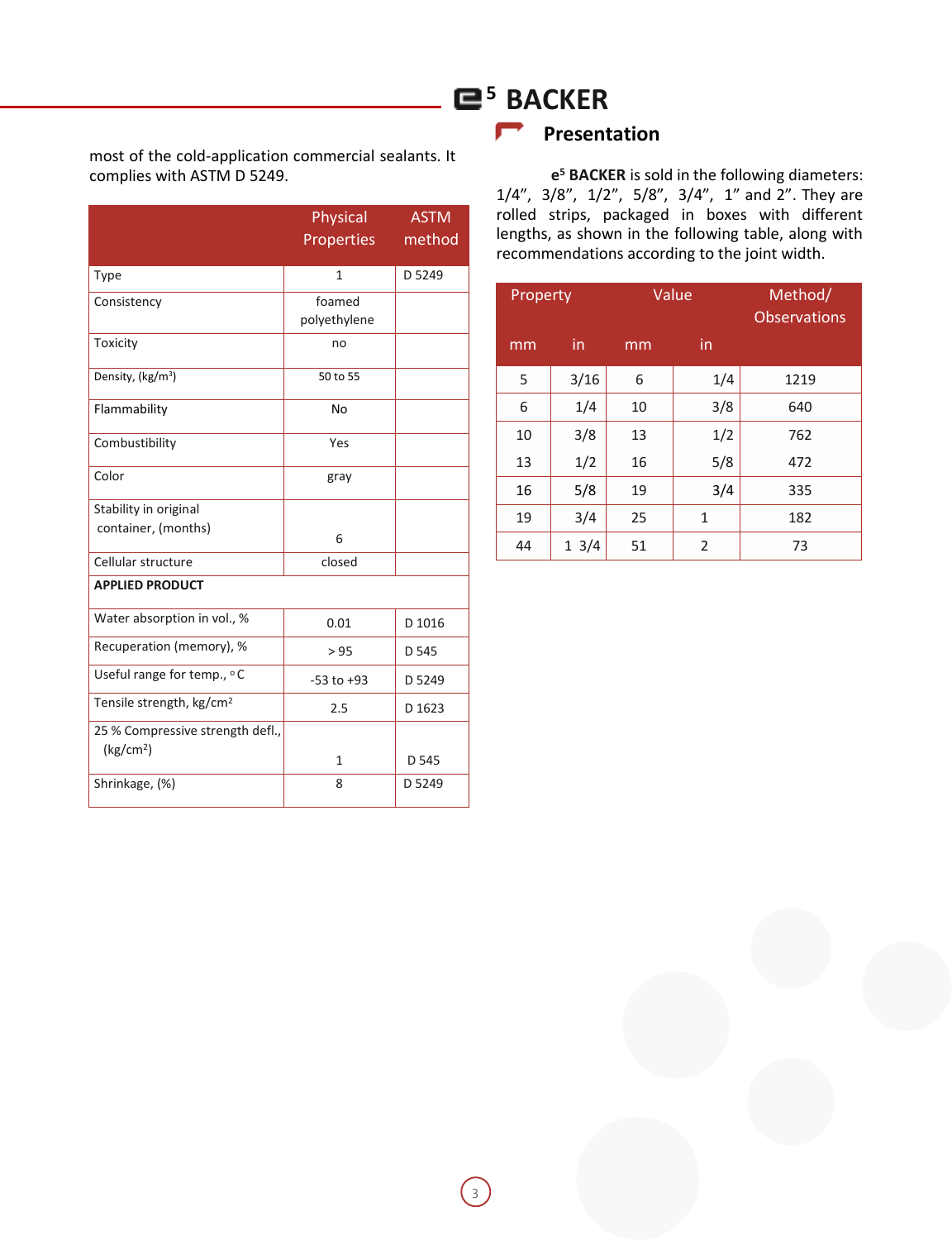most of the cold-application commercial sealants. It complies with ASTM D 5249.

| | Physical Properties | ASTM method |
|---|---|---|
| Type | 1 | D 5249 |
| Consistency | foamed polyethylene | |
| Toxicity | no | |
| Density, (kg/m$^3$) | 50 to 55 | |
| Flammability | No | |
| Combustibility | Yes | |
| Color | gray | |
| Stability in original container, (months) | 6 | |
| Cellular structure | closed | |
| **APPLIED PRODUCT** | | |
| Water absorption in vol., % | 0.01 | D 1016 |
| Recuperation (memory), % | > 95 | D 545 |
| Useful range for temp., °C | -53 to +93 | D 5249 |
| Tensile strength, kg/cm$^2$ | 2.5 | D 1623 |
| 25 % Compressive strength defl., (kg/cm$^2$) | 1 | D 545 |
| Shrinkage, (%) | 8 | D 5249 |

# e⁵ BACKER

## Presentation

**e⁵ BACKER** is sold in the following diameters: 1/4", 3/8", 1/2", 5/8", 3/4", 1" and 2". They are rolled strips, packaged in boxes with different lengths, as shown in the following table, along with recommendations according to the joint width.

| Property | | Value | | Method/ Observations |
|---|---|---|---|---|
| mm | in | mm | in | |
| 5 | 3/16 | 6 | 1/4 | 1219 |
| 6 | 1/4 | 10 | 3/8 | 640 |
| 10 | 3/8 | 13 | 1/2 | 762 |
| 13 | 1/2 | 16 | 5/8 | 472 |
| 16 | 5/8 | 19 | 3/4 | 335 |
| 19 | 3/4 | 25 | 1 | 182 |
| 44 | 1 3/4 | 51 | 2 | 73 |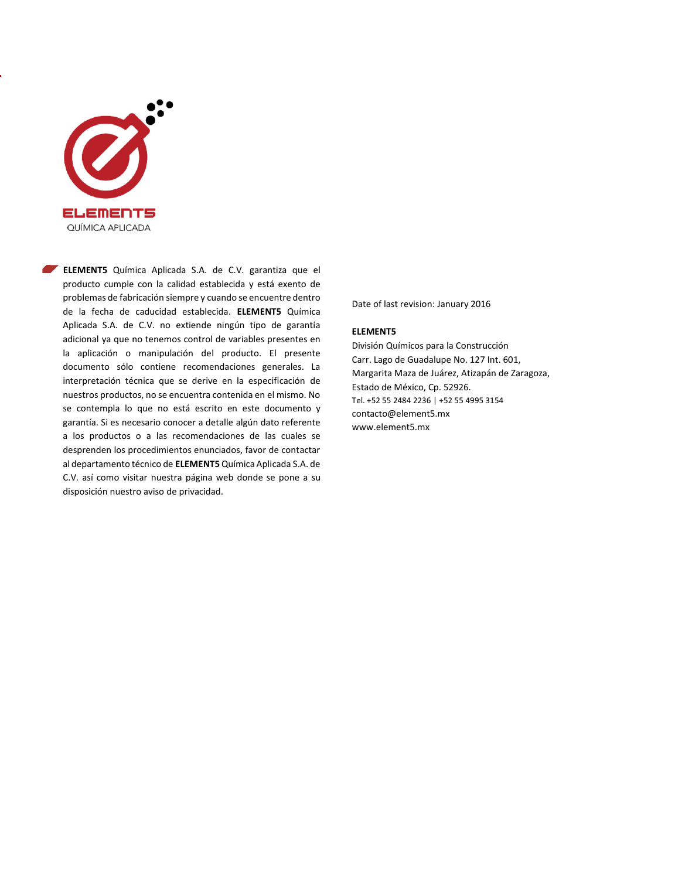ELEMENT5
QUÍMICA APLICADA

**ELEMENT5** Química Aplicada S.A. de C.V. garantiza que el producto cumple con la calidad establecida y está exento de problemas de fabricación siempre y cuando se encuentre dentro de la fecha de caducidad establecida. **ELEMENT5** Química Aplicada S.A. de C.V. no extiende ningún tipo de garantía adicional ya que no tenemos control de variables presentes en la aplicación o manipulación del producto. El presente documento sólo contiene recomendaciones generales. La interpretación técnica que se derive en la especificación de nuestros productos, no se encuentra contenida en el mismo. No se contempla lo que no está escrito en este documento y garantía. Si es necesario conocer a detalle algún dato referente a los productos o a las recomendaciones de las cuales se desprenden los procedimientos enunciados, favor de contactar al departamento técnico de **ELEMENT5** Química Aplicada S.A. de C.V. así como visitar nuestra página web donde se pone a su disposición nuestro aviso de privacidad.

Date of last revision: January 2016

**ELEMENT5**
División Químicos para la Construcción
Carr. Lago de Guadalupe No. 127 Int. 601,
Margarita Maza de Juárez, Atizapán de Zaragoza,
Estado de México, Cp. 52926.
Tel. +52 55 2484 2236 | +52 55 4995 3154
contacto@element5.mx
www.element5.mx